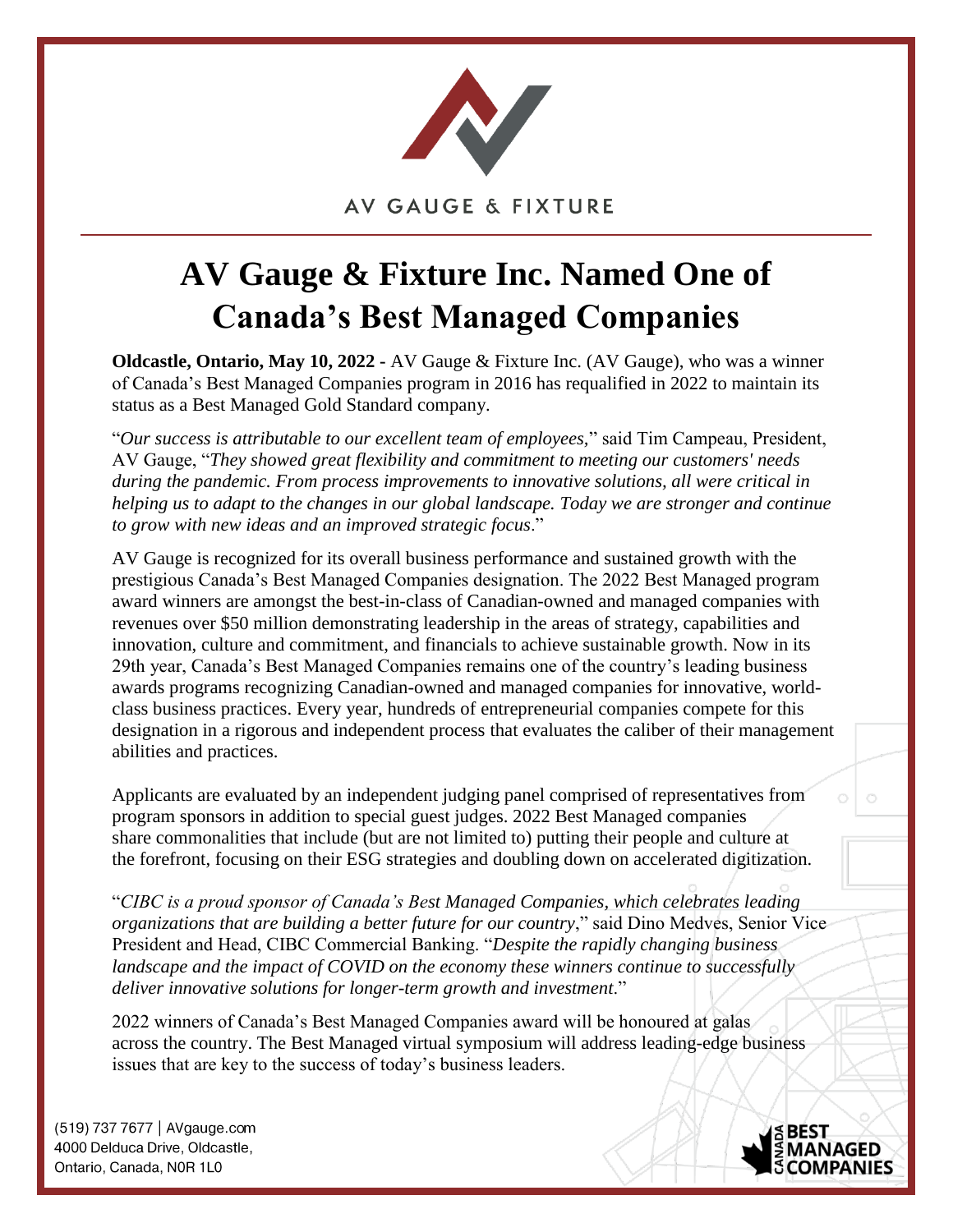AV GAUGE & FIXTURE

# AV Gauge & Fixture Inc. Named One of Canada's Best Managed Companies

**Oldcastle, Ontario, May 10, 2022 -** AV Gauge & Fixture Inc. (AV Gauge), who was a winner of Canada's Best Managed Companies program in 2016 has requalified in 2022 to maintain its status as a Best Managed Gold Standard company.

"*Our success is attributable to our excellent team of employees,*" said Tim Campeau, President, AV Gauge, "*They showed great flexibility and commitment to meeting our customers' needs during the pandemic. From process improvements to innovative solutions, all were critical in helping us to adapt to the changes in our global landscape. Today we are stronger and continue to grow with new ideas and an improved strategic focus*."

AV Gauge is recognized for its overall business performance and sustained growth with the prestigious Canada's Best Managed Companies designation. The 2022 Best Managed program award winners are amongst the best-in-class of Canadian-owned and managed companies with revenues over $50 million demonstrating leadership in the areas of strategy, capabilities and innovation, culture and commitment, and financials to achieve sustainable growth. Now in its 29th year, Canada's Best Managed Companies remains one of the country's leading business awards programs recognizing Canadian-owned and managed companies for innovative, world-class business practices. Every year, hundreds of entrepreneurial companies compete for this designation in a rigorous and independent process that evaluates the caliber of their management abilities and practices.

Applicants are evaluated by an independent judging panel comprised of representatives from program sponsors in addition to special guest judges. 2022 Best Managed companies share commonalities that include (but are not limited to) putting their people and culture at the forefront, focusing on their ESG strategies and doubling down on accelerated digitization.

"*CIBC is a proud sponsor of Canada's Best Managed Companies, which celebrates leading organizations that are building a better future for our country*," said Dino Medves, Senior Vice President and Head, CIBC Commercial Banking. "*Despite the rapidly changing business landscape and the impact of COVID on the economy these winners continue to successfully deliver innovative solutions for longer-term growth and investment.*"

2022 winners of Canada's Best Managed Companies award will be honoured at galas across the country. The Best Managed virtual symposium will address leading-edge business issues that are key to the success of today's business leaders.

(519) 737 7677 | AVgauge.com
4000 Delduca Drive, Oldcastle,
Ontario, Canada, N0R 1L0

CANADA BEST MANAGED COMPANIES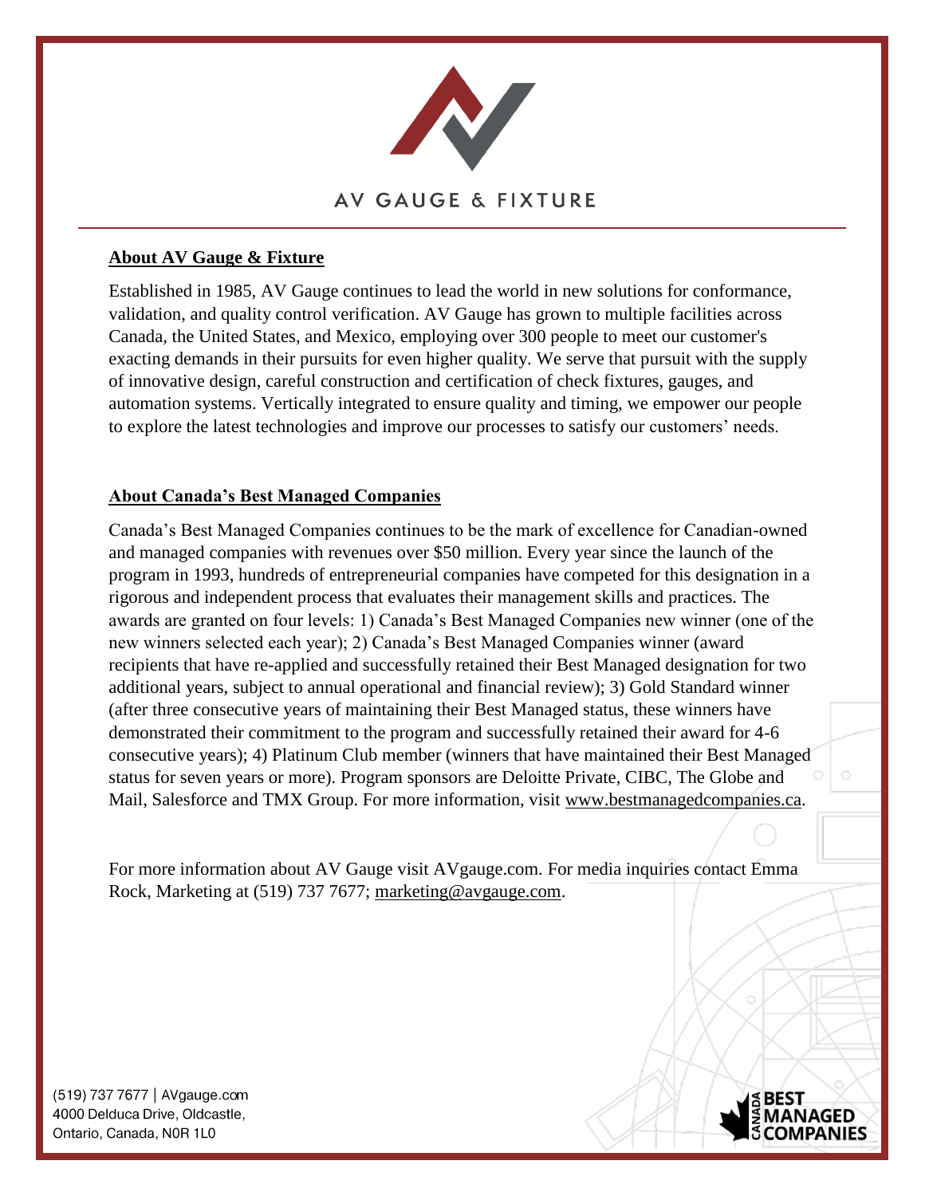AV GAUGE & FIXTURE

**About AV Gauge & Fixture**

Established in 1985, AV Gauge continues to lead the world in new solutions for conformance, validation, and quality control verification. AV Gauge has grown to multiple facilities across Canada, the United States, and Mexico, employing over 300 people to meet our customer's exacting demands in their pursuits for even higher quality. We serve that pursuit with the supply of innovative design, careful construction and certification of check fixtures, gauges, and automation systems. Vertically integrated to ensure quality and timing, we empower our people to explore the latest technologies and improve our processes to satisfy our customers' needs.

**About Canada's Best Managed Companies**

Canada's Best Managed Companies continues to be the mark of excellence for Canadian-owned and managed companies with revenues over $50 million. Every year since the launch of the program in 1993, hundreds of entrepreneurial companies have competed for this designation in a rigorous and independent process that evaluates their management skills and practices. The awards are granted on four levels: 1) Canada's Best Managed Companies new winner (one of the new winners selected each year); 2) Canada's Best Managed Companies winner (award recipients that have re-applied and successfully retained their Best Managed designation for two additional years, subject to annual operational and financial review); 3) Gold Standard winner (after three consecutive years of maintaining their Best Managed status, these winners have demonstrated their commitment to the program and successfully retained their award for 4-6 consecutive years); 4) Platinum Club member (winners that have maintained their Best Managed status for seven years or more). Program sponsors are Deloitte Private, CIBC, The Globe and Mail, Salesforce and TMX Group. For more information, visit www.bestmanagedcompanies.ca.

For more information about AV Gauge visit AVgauge.com. For media inquiries contact Emma Rock, Marketing at (519) 737 7677; marketing@avgauge.com.

(519) 737 7677 | AVgauge.com
4000 Delduca Drive, Oldcastle,
Ontario, Canada, N0R 1L0

CANADA BEST MANAGED COMPANIES